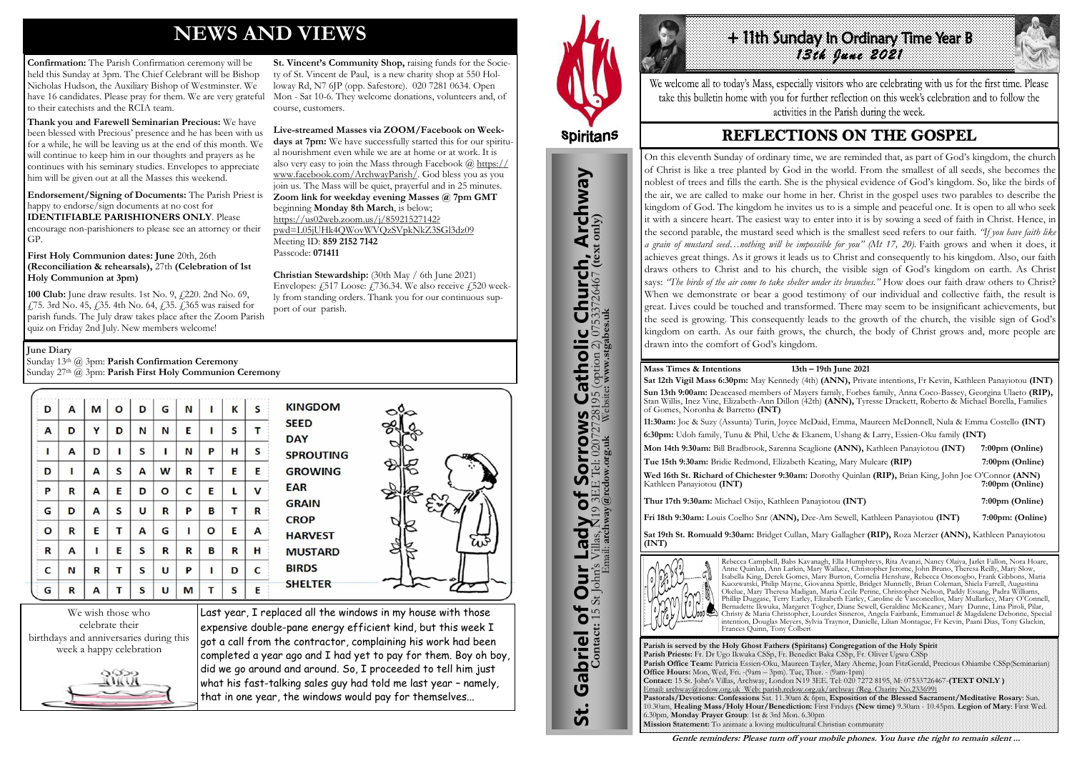# NEWS AND VIEWS

**Confirmation:** The Parish Confirmation ceremony will be held this Sunday at 3pm. The Chief Celebrant will be Bishop Nicholas Hudson, the Auxiliary Bishop of Westminster. We have 16 candidates. Please pray for them. We are very grateful to their catechists and the RCIA team.

**Thank you and Farewell Seminarian Precious:** We have been blessed with Precious' presence and he has been with us for a while, he will be leaving us at the end of this month. We will continue to keep him in our thoughts and prayers as he continues with his seminary studies. Envelopes to appreciate him will be given out at all the Masses this weekend.

**Endorsement/Signing of Documents:** The Parish Priest is happy to endorse/sign documents at no cost for **IDENTIFIABLE PARISHIONERS ONLY**. Please encourage non-parishioners to please see an attorney or their GP.

**First Holy Communion dates: June** 20th, 26th **(Reconciliation & rehearsals),** 27th **(Celebration of 1st Holy Communion at 3pm)**

**100 Club:** June draw results. 1st No. 9, £220. 2nd No. 69, £75. 3rd No. 45, £35. 4th No. 64, £35. £365 was raised for parish funds. The July draw takes place after the Zoom Parish quiz on Friday 2nd July. New members welcome!

**St. Vincent's Community Shop,** raising funds for the Society of St. Vincent de Paul, is a new charity shop at 550 Holloway Rd, N7 6JP (opp. Safestore). 020 7281 0634. Open Mon - Sat 10-6. They welcome donations, volunteers and, of course, customers.

**Live-streamed Masses via ZOOM/Facebook on Weekdays at 7pm:** We have successfully started this for our spiritual nourishment even while we are at home or at work. It is also very easy to join the Mass through Facebook @ https://www.facebook.com/ArchwayParish/. God bless you as you join us. The Mass will be quiet, prayerful and in 25 minutes. **Zoom link for weekday evening Masses @ 7pm GMT** beginning **Monday 8th March**, is below; https://us02web.zoom.us/j/85921527142?pwd=L05jUHk4QWovWVQzSVpkNkZ3SGl3dz09 Meeting ID: **859 2152 7142** Passcode: **071411**

**Christian Stewardship:** (30th May / 6th June 2021) Envelopes: £517 Loose: £736.34. We also receive £520 weekly from standing orders. Thank you for our continuous support of our parish.

**June Diary**
Sunday 13th @ 3pm: **Parish Confirmation Ceremony**
Sunday 27th @ 3pm: **Parish First Holy Communion Ceremony**

| D | A | M | O | D | G | N | I | K | S |
|---|---|---|---|---|---|---|---|---|---|
| A | D | Y | D | N | N | E | I | S | T |
| I | A | D | I | S | I | N | P | H | S |
| D | I | A | S | A | W | R | T | E | E |
| P | R | A | E | D | O | C | E | L | V |
| G | D | A | S | U | R | P | B | T | R |
| O | R | E | T | A | G | I | O | E | A |
| R | A | I | E | S | R | R | B | R | H |
| C | N | R | T | S | U | P | I | D | C |
| G | R | A | T | S | U | M | T | S | E |

KINGDOM
SEED
DAY
SPROUTING
GROWING
EAR
GRAIN
CROP
HARVEST
MUSTARD
BIRDS
SHELTER

We wish those who celebrate their birthdays and anniversaries during this week a happy celebration

Last year, I replaced all the windows in my house with those expensive double-pane energy efficient kind, but this week I got a call from the contractor, complaining his work had been completed a year ago and I had yet to pay for them. Boy oh boy, did we go around and around. So, I proceeded to tell him just what his fast-talking sales guy had told me last year – namely, that in one year, the windows would pay for themselves...

**St. Gabriel of Our Lady of Sorrows Catholic Church, Archway**
**Contact:** 15 St John's Villas, N19 3EE Tel: 02072728195 (option 2) 07533726467 **(text only)**
Email: **archway@redow.org.uk** Website: **www.stgabes.uk**

Spiritans

# + 11th Sunday In Ordinary Time Year B
*13th June 2021*

We welcome all to today's Mass, especially visitors who are celebrating with us for the first time. Please take this bulletin home with you for further reflection on this week's celebration and to follow the activities in the Parish during the week.

## REFLECTIONS ON THE GOSPEL

On this eleventh Sunday of ordinary time, we are reminded that, as part of God's kingdom, the church of Christ is like a tree planted by God in the world. From the smallest of all seeds, she becomes the noblest of trees and fills the earth. She is the physical evidence of God's kingdom. So, like the birds of the air, we are called to make our home in her. Christ in the gospel uses two parables to describe the kingdom of God. The kingdom he invites us to is a simple and peaceful one. It is open to all who seek it with a sincere heart. The easiest way to enter into it is by sowing a seed of faith in Christ. Hence, in the second parable, the mustard seed which is the smallest seed refers to our faith. *"If you have faith like a grain of mustard seed…nothing will be impossible for you" (Mt 17, 20).* Faith grows and when it does, it achieves great things. As it grows it leads us to Christ and consequently to his kingdom. Also, our faith draws others to Christ and to his church, the visible sign of God's kingdom on earth. As Christ says: *"The birds of the air come to take shelter under its branches."* How does our faith draw others to Christ? When we demonstrate or bear a good testimony of our individual and collective faith, the result is great. Lives could be touched and transformed. There may seem to be insignificant achievements, but the seed is growing. This consequently leads to the growth of the church, the visible sign of God's kingdom on earth. As our faith grows, the church, the body of Christ grows and, more people are drawn into the comfort of God's kingdom.

**Mass Times & Intentions** **13th – 19th June 2021**

**Sat 12th Vigil Mass 6:30pm:** May Kennedy (4th) **(ANN),** Private intentions, Fr Kevin, Kathleen Panayiotou **(INT)**

**Sun 13th 9:00am:** Deacaesed members of Mayers family, Forbes family, Anna Coco-Bassey, Georgina Ulaeto **(RIP),** Stan Willis, Inez Vine, Elizabeth-Ann Dillon (42th) **(ANN),** Tyresse Drackett, Roberto & Michael Borella, Families of Gomes, Noronha & Barretto **(INT)**

**11:30am:** Joe & Suzy (Assunta) Turin, Joyce McDaid, Emma, Maureen McDonnell, Nula & Emma Costello **(INT)**

**6:30pm:** Udoh family, Tunu & Phil, Uche & Ekanem, Ushang & Larry, Essien-Oku family **(INT)**

**Mon 14th 9:30am:** Bill Bradbrook, Sarenna Scaglione **(ANN),** Kathleen Panayiotou **(INT)** **7:00pm (Online)**

**Tue 15th 9:30am:** Bridie Redmond, Elizabeth Keating, Mary Mulcare **(RIP)** **7:00pm (Online)**

**Wed 16th St. Richard of Chichester 9:30am:** Dorothy Quinlan **(RIP),** Brian King, John Joe O'Connor **(ANN)** Kathleen Panayiotou **(INT)** **7:00pm (Online)**

**Thur 17th 9:30am:** Michael Osijo, Kathleen Panayiotou **(INT)** **7:00pm (Online)**

**Fri 18th 9:30am:** Louis Coelho Snr **(ANN),** Dee-Arn Sewell, Kathleen Panayiotou **(INT)** **7:00pm: (Online)**

**Sat 19th St. Romuald 9:30am:** Bridget Cullan, Mary Gallagher **(RIP),** Roza Merzer **(ANN),** Kathleen Panayiotou **(INT)**

Please Pray for...

Rebecca Campbell, Babs Kavanagh, Ella Humphreys, Rita Avanzi, Nancy Olaiya, Jarlet Fallon, Nora Hoare, Anne Quinlan, Ann Larkin, Mary Wallace, Christopher Jerome, John Bruno, Theresa Reilly, Mary Slow, Isabella King, Derek Gomes, Mary Burton, Cornelia Henshaw, Rebecca Ononogbo, Frank Gibbons, Maria Kuozwatski, Philip Mayne, Giovanna Spittle, Bridget Munnelly, Brian Coleman, Shiela Farrell, Augustina Okelue, Mary Theresa Madigan, Maria Cecile Perine, Christopher Nelson, Paddy Essang, Padra Williams, Phillip Duggase, Terry Earley, Elizabeth Earley, Caroline de Vasconcellos, Mary Mullarkey, Mary O'Connell, Bernadette Ikwuka, Margaret Togher, Diane Sewell, Geraldine McKeaney, Mary Dunne, Lina Piroli, Pilar, Christy & Maria Christopher, Lourdes Sisneros, Angela Fairbank, Emmanuel & Magdalene Debonne, Special intention, Douglas Meyers, Sylvia Traynor, Danielle, Lilian Montague, Fr Kevin, Paani Dias, Tony Glackin, Frances Quinn, Tony Colbert

**Parish is served by the Holy Ghost Fathers (Spiritans) Congregation of the Holy Spirit**
**Parish Priests:** Fr. Dr Ugo Ikwuka CSSp, Fr. Benedict Baka CSSp, Fr. Oliver Ugwu CSSp
**Parish Office Team:** Patricia Essien-Oku, Maureen Tayler, Mary Aherne, Joan FitzGerald, Precious Obiambe CSSp(Seminarian)
**Office Hours:** Mon, Wed, Fri. -(9am – 3pm). Tue, Thur. - (9am-1pm)
**Contact:** 15 St. John's Villas, Archway, London N19 3EE. Tel: 020 7272 8195, M: 07533726467 **(TEXT ONLY )**
Email: archway@rcdow.org.uk Web: parish.rcdow.org.uk/archway (Reg. Charity No.233699)
**Pastorals/Devotions: Confessions** Sat. 11.30am & 6pm, **Exposition of the Blessed Sacrament/Meditative Rosary**: Sun. 10.30am, **Healing Mass/Holy Hour/Benediction**: First Fridays **(New time)** 9.30am - 10.45pm. **Legion of Mary**: First Wed. 6.30pm, **Monday Prayer Group**: 1st & 3rd Mon. 6.30pm
**Mission Statement:** To animate a loving multicultural Christian community

***Gentle reminders: Please turn off your mobile phones. You have the right to remain silent ...***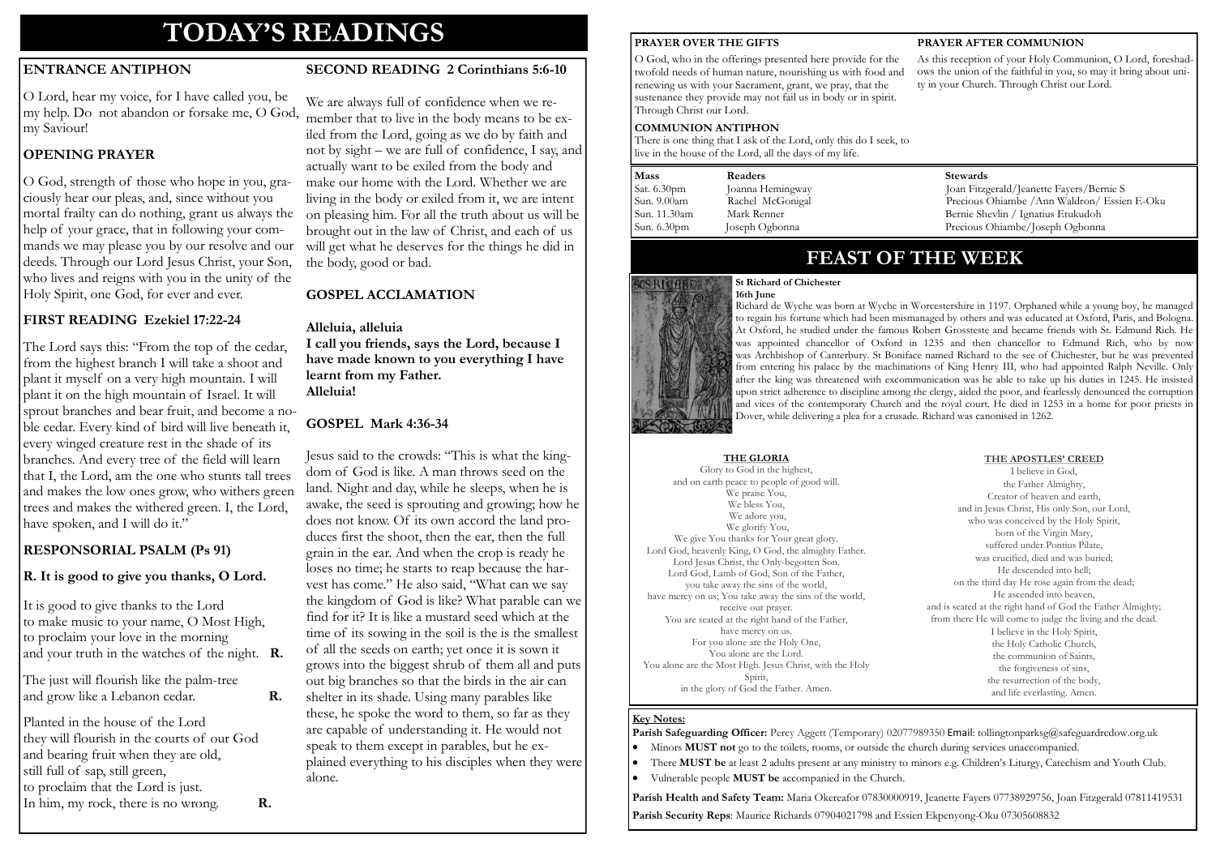# TODAY'S READINGS

## ENTRANCE ANTIPHON

O Lord, hear my voice, for I have called you, be my help. Do not abandon or forsake me, O God, my Saviour!

## OPENING PRAYER

O God, strength of those who hope in you, graciously hear our pleas, and, since without you mortal frailty can do nothing, grant us always the help of your grace, that in following your commands we may please you by our resolve and our deeds. Through our Lord Jesus Christ, your Son, who lives and reigns with you in the unity of the Holy Spirit, one God, for ever and ever.

## FIRST READING Ezekiel 17:22-24

The Lord says this: "From the top of the cedar, from the highest branch I will take a shoot and plant it myself on a very high mountain. I will plant it on the high mountain of Israel. It will sprout branches and bear fruit, and become a noble cedar. Every kind of bird will live beneath it, every winged creature rest in the shade of its branches. And every tree of the field will learn that I, the Lord, am the one who stunts tall trees and makes the low ones grow, who withers green trees and makes the withered green. I, the Lord, have spoken, and I will do it."

## RESPONSORIAL PSALM (Ps 91)

**R. It is good to give you thanks, O Lord.**

It is good to give thanks to the Lord
to make music to your name, O Most High,
to proclaim your love in the morning
and your truth in the watches of the night. **R.**

The just will flourish like the palm-tree
and grow like a Lebanon cedar. **R.**

Planted in the house of the Lord
they will flourish in the courts of our God
and bearing fruit when they are old,
still full of sap, still green,
to proclaim that the Lord is just.
In him, my rock, there is no wrong. **R.**

## SECOND READING 2 Corinthians 5:6-10

We are always full of confidence when we remember that to live in the body means to be exiled from the Lord, going as we do by faith and not by sight – we are full of confidence, I say, and actually want to be exiled from the body and make our home with the Lord. Whether we are living in the body or exiled from it, we are intent on pleasing him. For all the truth about us will be brought out in the law of Christ, and each of us will get what he deserves for the things he did in the body, good or bad.

## GOSPEL ACCLAMATION

**Alleluia, alleluia**
**I call you friends, says the Lord, because I have made known to you everything I have learnt from my Father.**
**Alleluia!**

## GOSPEL Mark 4:36-34

Jesus said to the crowds: "This is what the kingdom of God is like. A man throws seed on the land. Night and day, while he sleeps, when he is awake, the seed is sprouting and growing; how he does not know. Of its own accord the land produces first the shoot, then the ear, then the full grain in the ear. And when the crop is ready he loses no time; he starts to reap because the harvest has come." He also said, "What can we say the kingdom of God is like? What parable can we find for it? It is like a mustard seed which at the time of its sowing in the soil is the is the smallest of all the seeds on earth; yet once it is sown it grows into the biggest shrub of them all and puts out big branches so that the birds in the air can shelter in its shade. Using many parables like these, he spoke the word to them, so far as they are capable of understanding it. He would not speak to them except in parables, but he explained everything to his disciples when they were alone.

### PRAYER OVER THE GIFTS

O God, who in the offerings presented here provide for the twofold needs of human nature, nourishing us with food and renewing us with your Sacrament, grant, we pray, that the sustenance they provide may not fail us in body or in spirit. Through Christ our Lord.

### COMMUNION ANTIPHON

There is one thing that I ask of the Lord, only this do I seek, to live in the house of the Lord, all the days of my life.

### PRAYER AFTER COMMUNION

As this reception of your Holy Communion, O Lord, foreshadows the union of the faithful in you, so may it bring about unity in your Church. Through Christ our Lord.

| Mass | Readers | Stewards |
|---|---|---|
| Sat. 6.30pm | Joanna Hemingway | Joan Fitzgerald/Jeanette Fayers/Bernie S |
| Sun. 9.00am | Rachel McGonigal | Precious Ohiambe /Ann Waldron/ Essien E-Oku |
| Sun. 11.30am | Mark Renner | Bernie Shevlin / Ignatius Etukudoh |
| Sun. 6.30pm | Joseph Ogbonna | Precious Ohiambe/Joseph Ogbonna |

# FEAST OF THE WEEK

**St Richard of Chichester**
**16th June**

Richard de Wyche was born at Wyche in Worcestershire in 1197. Orphaned while a young boy, he managed to regain his fortune which had been mismanaged by others and was educated at Oxford, Paris, and Bologna. At Oxford, he studied under the famous Robert Grossteste and became friends with St. Edmund Rich. He was appointed chancellor of Oxford in 1235 and then chancellor to Edmund Rich, who by now was Archbishop of Canterbury. St Boniface named Richard to the see of Chichester, but he was prevented from entering his palace by the machinations of King Henry III, who had appointed Ralph Neville. Only after the king was threatened with excommunication was he able to take up his duties in 1245. He insisted upon strict adherence to discipline among the clergy, aided the poor, and fearlessly denounced the corruption and vices of the contemporary Church and the royal court. He died in 1253 in a home for poor priests in Dover, while delivering a plea for a crusade. Richard was canonised in 1262.

### THE GLORIA

Glory to God in the highest,
and on earth peace to people of good will.
We praise You,
We bless You,
We adore you,
We glorify You,
We give You thanks for Your great glory.
Lord God, heavenly King, O God, the almighty Father.
Lord Jesus Christ, the Only-begotten Son.
Lord God, Lamb of God, Son of the Father,
you take away the sins of the world,
have mercy on us; You take away the sins of the world,
receive our prayer.
You are seated at the right hand of the Father,
have mercy on us.
For you alone are the Holy One,
You alone are the Lord.
You alone are the Most High. Jesus Christ, with the Holy Spirit,
in the glory of God the Father. Amen.

### THE APOSTLES' CREED

I believe in God,
the Father Almighty,
Creator of heaven and earth,
and in Jesus Christ, His only Son, our Lord,
who was conceived by the Holy Spirit,
born of the Virgin Mary,
suffered under Pontius Pilate,
was crucified, died and was buried;
He descended into hell;
on the third day He rose again from the dead;
He ascended into heaven,
and is seated at the right hand of God the Father Almighty;
from there He will come to judge the living and the dead.
I believe in the Holy Spirit,
the Holy Catholic Church,
the communion of Saints,
the forgiveness of sins,
the resurrection of the body,
and life everlasting. Amen.

### Key Notes:

**Parish Safeguarding Officer:** Percy Aggett (Temporary) 02077989350 Email: tollingtonparksg@safeguardrcdow.org.uk

- Minors **MUST not** go to the toilets, rooms, or outside the church during services unaccompanied.
- There **MUST be** at least 2 adults present at any ministry to minors e.g. Children's Liturgy, Catechism and Youth Club.
- Vulnerable people **MUST be** accompanied in the Church.

**Parish Health and Safety Team:** Maria Okereafor 07830000919, Jeanette Fayers 07738929756, Joan Fitzgerald 07811419531

**Parish Security Reps**: Maurice Richards 07904021798 and Essien Ekpenyong-Oku 07305608832